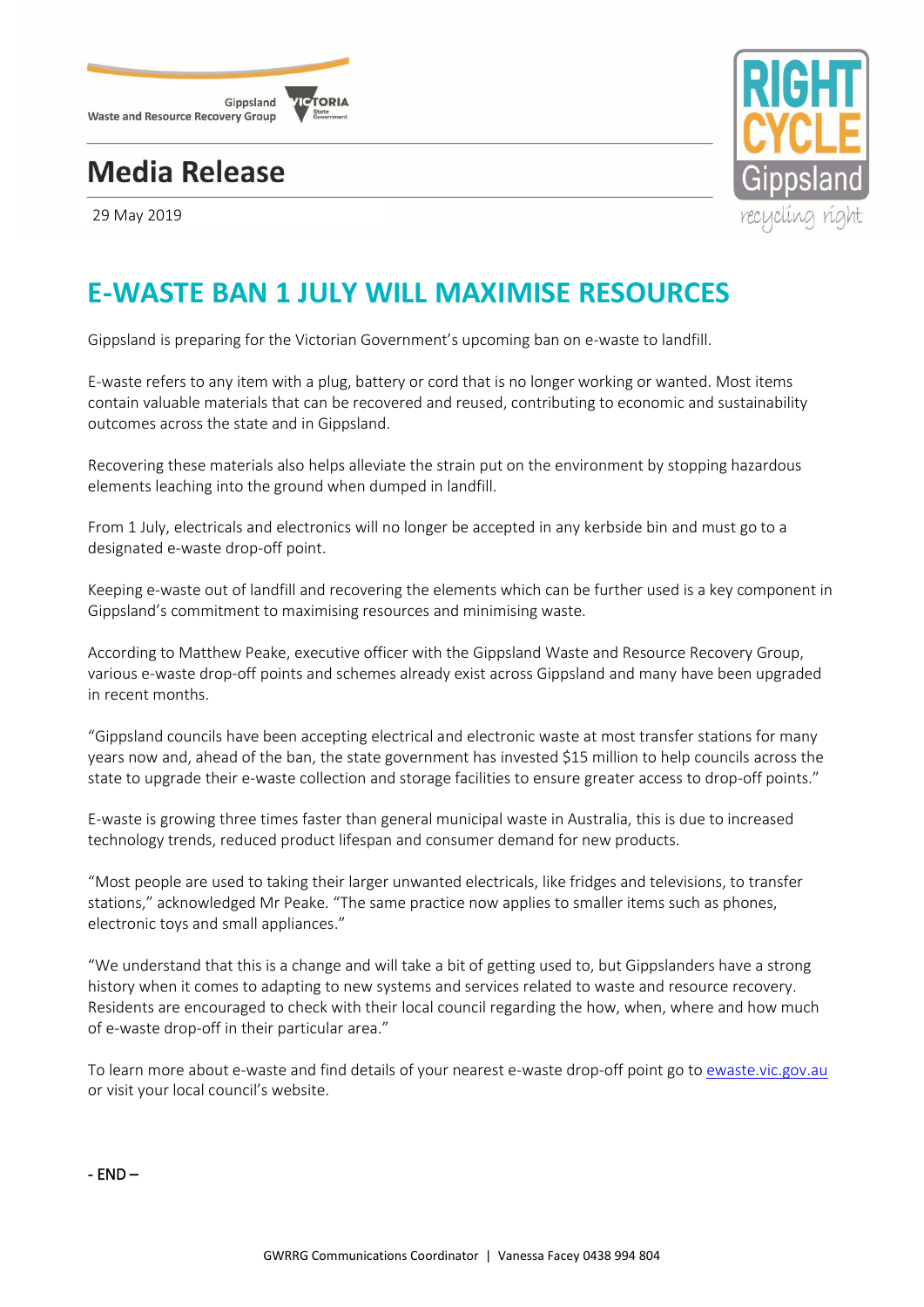Gippsland Waste and Resource Recovery Group

# Media Release

29 May 2019

## E-WASTE BAN 1 JULY WILL MAXIMISE RESOURCES

Gippsland is preparing for the Victorian Government's upcoming ban on e-waste to landfill.

E-waste refers to any item with a plug, battery or cord that is no longer working or wanted. Most items contain valuable materials that can be recovered and reused, contributing to economic and sustainability outcomes across the state and in Gippsland.

Recovering these materials also helps alleviate the strain put on the environment by stopping hazardous elements leaching into the ground when dumped in landfill.

From 1 July, electricals and electronics will no longer be accepted in any kerbside bin and must go to a designated e-waste drop-off point.

Keeping e-waste out of landfill and recovering the elements which can be further used is a key component in Gippsland's commitment to maximising resources and minimising waste.

According to Matthew Peake, executive officer with the Gippsland Waste and Resource Recovery Group, various e-waste drop-off points and schemes already exist across Gippsland and many have been upgraded in recent months.

"Gippsland councils have been accepting electrical and electronic waste at most transfer stations for many years now and, ahead of the ban, the state government has invested $15 million to help councils across the state to upgrade their e-waste collection and storage facilities to ensure greater access to drop-off points."

E-waste is growing three times faster than general municipal waste in Australia, this is due to increased technology trends, reduced product lifespan and consumer demand for new products.

"Most people are used to taking their larger unwanted electricals, like fridges and televisions, to transfer stations," acknowledged Mr Peake. "The same practice now applies to smaller items such as phones, electronic toys and small appliances."

"We understand that this is a change and will take a bit of getting used to, but Gippslanders have a strong history when it comes to adapting to new systems and services related to waste and resource recovery. Residents are encouraged to check with their local council regarding the how, when, where and how much of e-waste drop-off in their particular area."

To learn more about e-waste and find details of your nearest e-waste drop-off point go to [ewaste.vic.gov.au](ewaste.vic.gov.au) or visit your local council's website.

**- END –**

GWRRG Communications Coordinator | Vanessa Facey 0438 994 804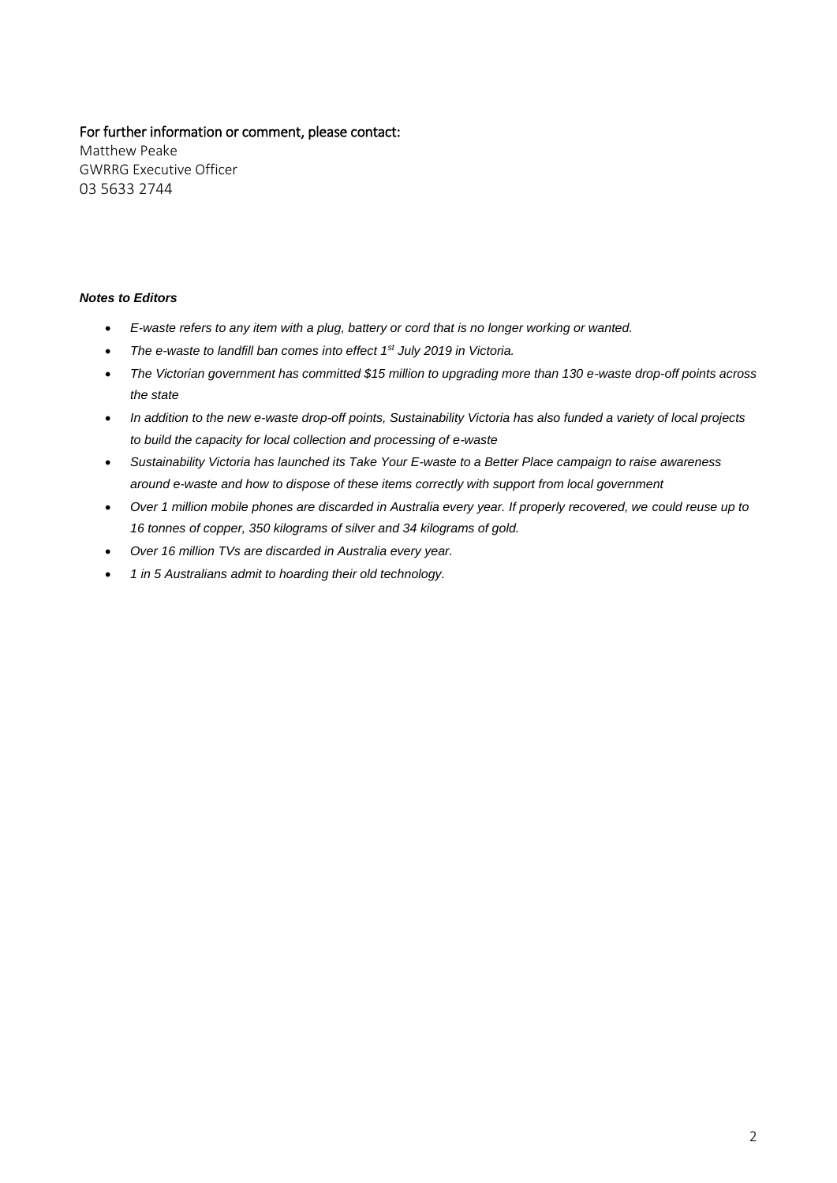For further information or comment, please contact:

Matthew Peake
GWRRG Executive Officer
03 5633 2744

***Notes to Editors***

- *E-waste refers to any item with a plug, battery or cord that is no longer working or wanted.*
- *The e-waste to landfill ban comes into effect 1st July 2019 in Victoria.*
- *The Victorian government has committed $15 million to upgrading more than 130 e-waste drop-off points across the state*
- *In addition to the new e-waste drop-off points, Sustainability Victoria has also funded a variety of local projects to build the capacity for local collection and processing of e-waste*
- *Sustainability Victoria has launched its Take Your E-waste to a Better Place campaign to raise awareness around e-waste and how to dispose of these items correctly with support from local government*
- *Over 1 million mobile phones are discarded in Australia every year. If properly recovered, we could reuse up to 16 tonnes of copper, 350 kilograms of silver and 34 kilograms of gold.*
- *Over 16 million TVs are discarded in Australia every year.*
- *1 in 5 Australians admit to hoarding their old technology.*